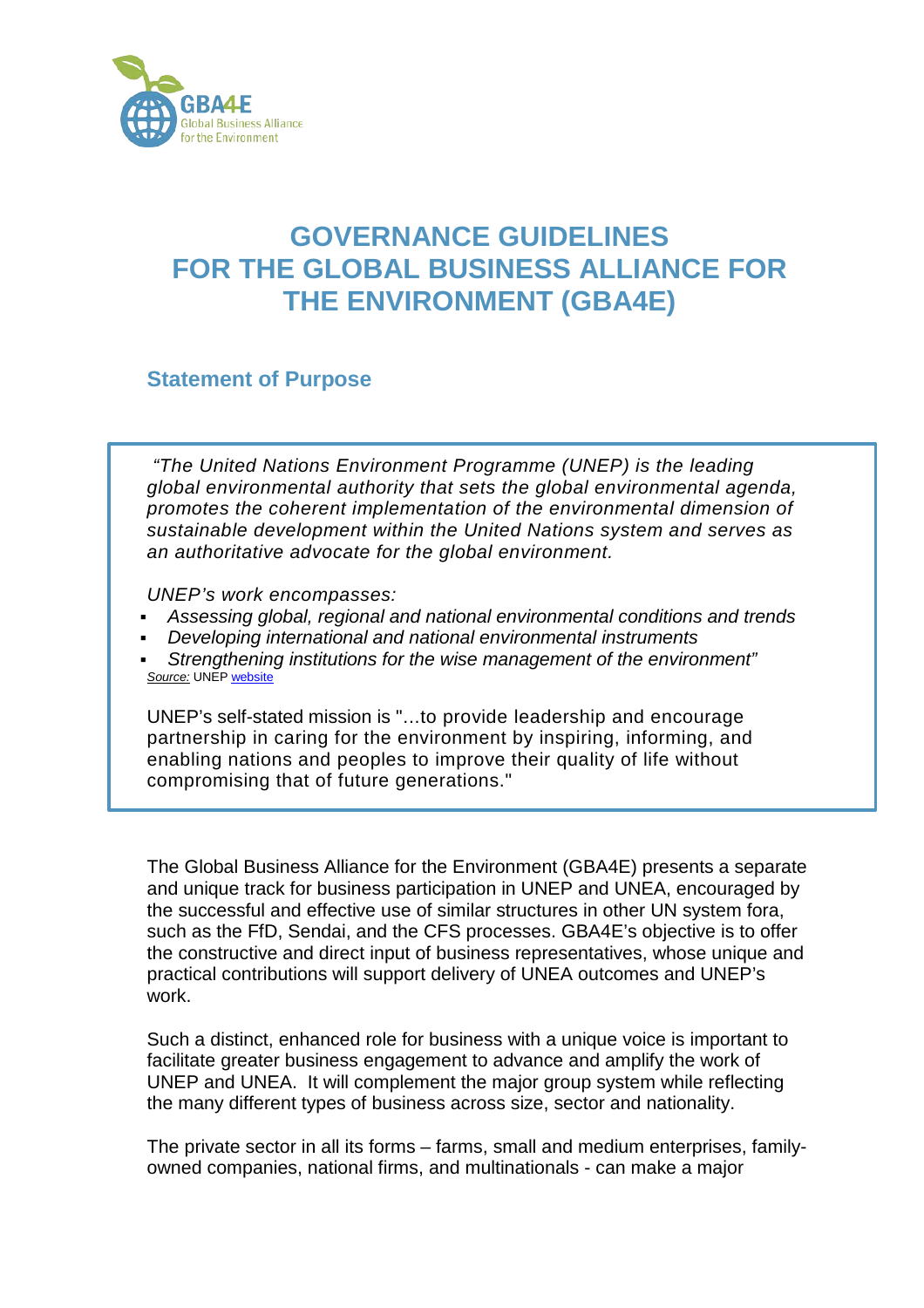# GOVERNANCE GUIDELINES FOR THE GLOBAL BUSINESS ALLIANCE FOR THE ENVIRONMENT (GBA4E)

## Statement of Purpose

> *"The United Nations Environment Programme (UNEP) is the leading global environmental authority that sets the global environmental agenda, promotes the coherent implementation of the environmental dimension of sustainable development within the United Nations system and serves as an authoritative advocate for the global environment.*
>
> *UNEP's work encompasses:*
>
> - *Assessing global, regional and national environmental conditions and trends*
> - *Developing international and national environmental instruments*
> - *Strengthening institutions for the wise management of the environment"*
>
> *Source:* UNEP website
>
> UNEP's self-stated mission is "...to provide leadership and encourage partnership in caring for the environment by inspiring, informing, and enabling nations and peoples to improve their quality of life without compromising that of future generations."

The Global Business Alliance for the Environment (GBA4E) presents a separate and unique track for business participation in UNEP and UNEA, encouraged by the successful and effective use of similar structures in other UN system fora, such as the FfD, Sendai, and the CFS processes. GBA4E's objective is to offer the constructive and direct input of business representatives, whose unique and practical contributions will support delivery of UNEA outcomes and UNEP's work.

Such a distinct, enhanced role for business with a unique voice is important to facilitate greater business engagement to advance and amplify the work of UNEP and UNEA. It will complement the major group system while reflecting the many different types of business across size, sector and nationality.

The private sector in all its forms – farms, small and medium enterprises, family-owned companies, national firms, and multinationals - can make a major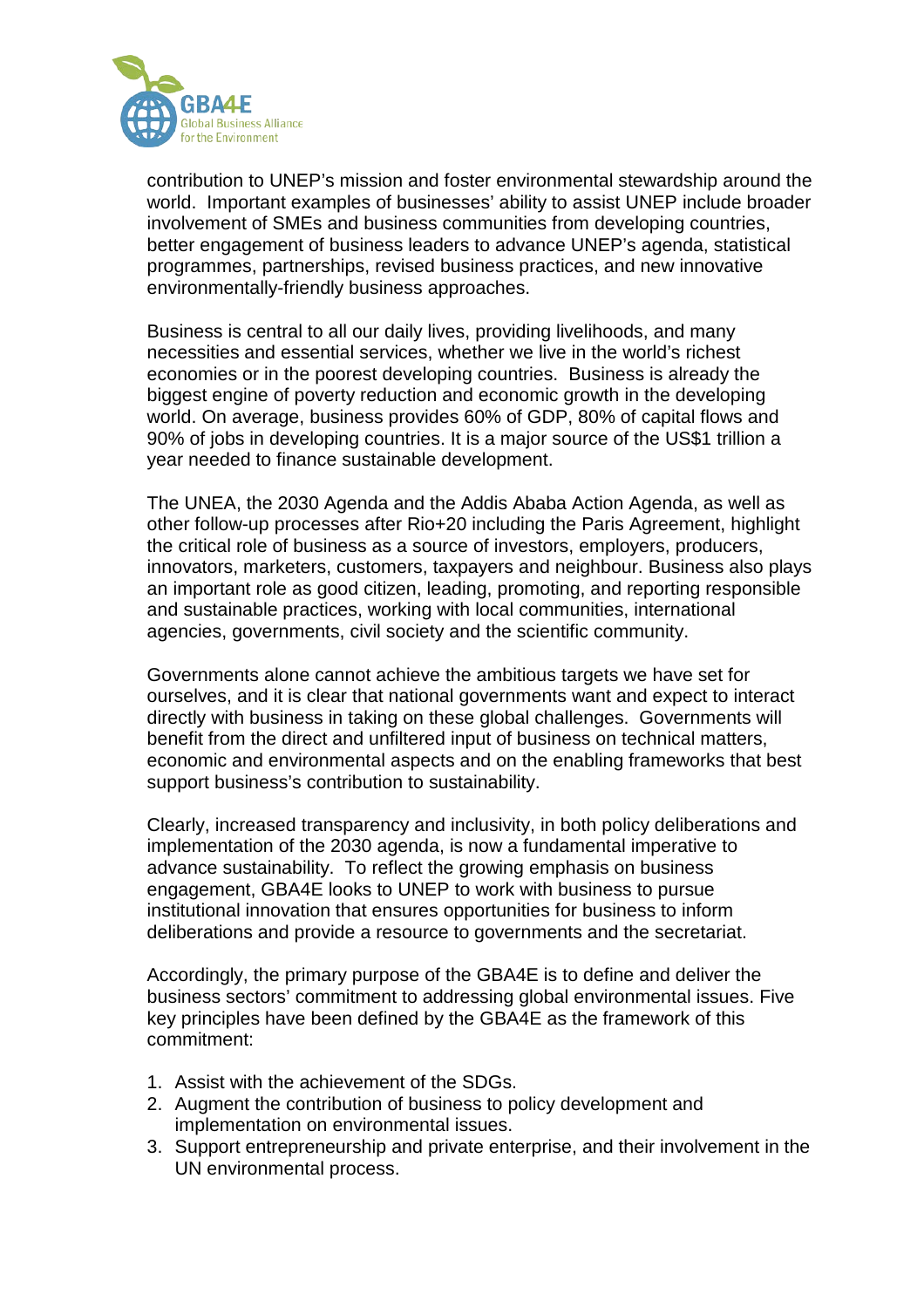contribution to UNEP's mission and foster environmental stewardship around the world. Important examples of businesses' ability to assist UNEP include broader involvement of SMEs and business communities from developing countries, better engagement of business leaders to advance UNEP's agenda, statistical programmes, partnerships, revised business practices, and new innovative environmentally-friendly business approaches.

Business is central to all our daily lives, providing livelihoods, and many necessities and essential services, whether we live in the world's richest economies or in the poorest developing countries. Business is already the biggest engine of poverty reduction and economic growth in the developing world. On average, business provides 60% of GDP, 80% of capital flows and 90% of jobs in developing countries. It is a major source of the US$1 trillion a year needed to finance sustainable development.

The UNEA, the 2030 Agenda and the Addis Ababa Action Agenda, as well as other follow-up processes after Rio+20 including the Paris Agreement, highlight the critical role of business as a source of investors, employers, producers, innovators, marketers, customers, taxpayers and neighbour. Business also plays an important role as good citizen, leading, promoting, and reporting responsible and sustainable practices, working with local communities, international agencies, governments, civil society and the scientific community.

Governments alone cannot achieve the ambitious targets we have set for ourselves, and it is clear that national governments want and expect to interact directly with business in taking on these global challenges. Governments will benefit from the direct and unfiltered input of business on technical matters, economic and environmental aspects and on the enabling frameworks that best support business's contribution to sustainability.

Clearly, increased transparency and inclusivity, in both policy deliberations and implementation of the 2030 agenda, is now a fundamental imperative to advance sustainability. To reflect the growing emphasis on business engagement, GBA4E looks to UNEP to work with business to pursue institutional innovation that ensures opportunities for business to inform deliberations and provide a resource to governments and the secretariat.

Accordingly, the primary purpose of the GBA4E is to define and deliver the business sectors' commitment to addressing global environmental issues. Five key principles have been defined by the GBA4E as the framework of this commitment:

1. Assist with the achievement of the SDGs.
2. Augment the contribution of business to policy development and implementation on environmental issues.
3. Support entrepreneurship and private enterprise, and their involvement in the UN environmental process.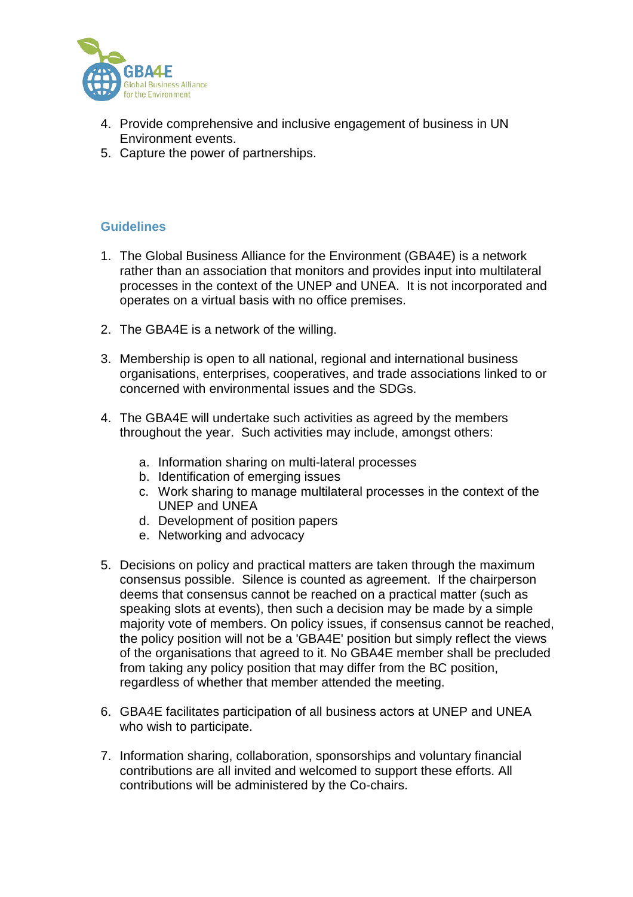4. Provide comprehensive and inclusive engagement of business in UN Environment events.
5. Capture the power of partnerships.

## Guidelines

1. The Global Business Alliance for the Environment (GBA4E) is a network rather than an association that monitors and provides input into multilateral processes in the context of the UNEP and UNEA. It is not incorporated and operates on a virtual basis with no office premises.

2. The GBA4E is a network of the willing.

3. Membership is open to all national, regional and international business organisations, enterprises, cooperatives, and trade associations linked to or concerned with environmental issues and the SDGs.

4. The GBA4E will undertake such activities as agreed by the members throughout the year. Such activities may include, amongst others:

   a. Information sharing on multi-lateral processes
   b. Identification of emerging issues
   c. Work sharing to manage multilateral processes in the context of the UNEP and UNEA
   d. Development of position papers
   e. Networking and advocacy

5. Decisions on policy and practical matters are taken through the maximum consensus possible. Silence is counted as agreement. If the chairperson deems that consensus cannot be reached on a practical matter (such as speaking slots at events), then such a decision may be made by a simple majority vote of members. On policy issues, if consensus cannot be reached, the policy position will not be a 'GBA4E' position but simply reflect the views of the organisations that agreed to it. No GBA4E member shall be precluded from taking any policy position that may differ from the BC position, regardless of whether that member attended the meeting.

6. GBA4E facilitates participation of all business actors at UNEP and UNEA who wish to participate.

7. Information sharing, collaboration, sponsorships and voluntary financial contributions are all invited and welcomed to support these efforts. All contributions will be administered by the Co-chairs.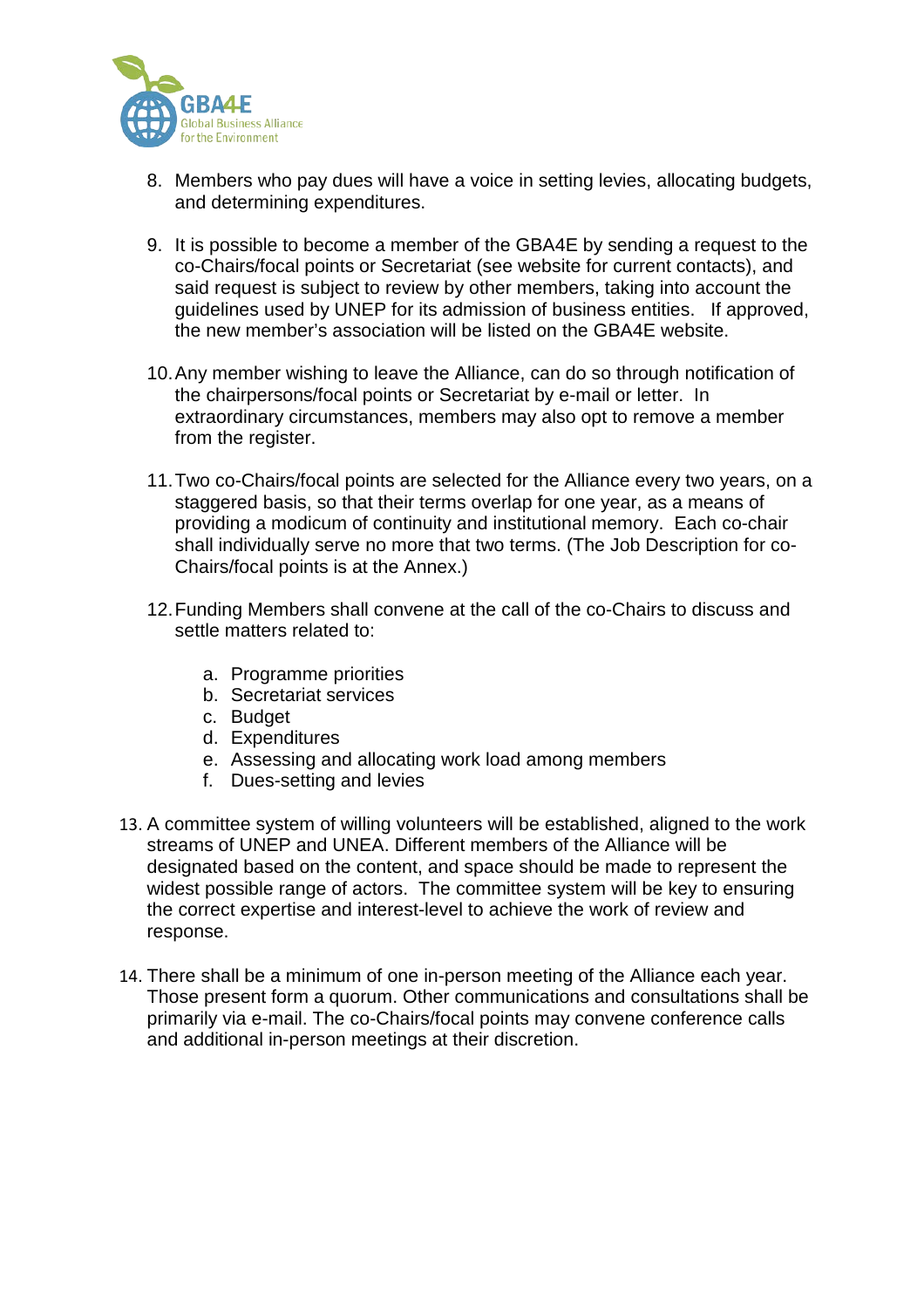8. Members who pay dues will have a voice in setting levies, allocating budgets, and determining expenditures.

9. It is possible to become a member of the GBA4E by sending a request to the co-Chairs/focal points or Secretariat (see website for current contacts), and said request is subject to review by other members, taking into account the guidelines used by UNEP for its admission of business entities. If approved, the new member's association will be listed on the GBA4E website.

10. Any member wishing to leave the Alliance, can do so through notification of the chairpersons/focal points or Secretariat by e-mail or letter. In extraordinary circumstances, members may also opt to remove a member from the register.

11. Two co-Chairs/focal points are selected for the Alliance every two years, on a staggered basis, so that their terms overlap for one year, as a means of providing a modicum of continuity and institutional memory. Each co-chair shall individually serve no more that two terms. (The Job Description for co-Chairs/focal points is at the Annex.)

12. Funding Members shall convene at the call of the co-Chairs to discuss and settle matters related to:

    a. Programme priorities
    b. Secretariat services
    c. Budget
    d. Expenditures
    e. Assessing and allocating work load among members
    f. Dues-setting and levies

13. A committee system of willing volunteers will be established, aligned to the work streams of UNEP and UNEA. Different members of the Alliance will be designated based on the content, and space should be made to represent the widest possible range of actors. The committee system will be key to ensuring the correct expertise and interest-level to achieve the work of review and response.

14. There shall be a minimum of one in-person meeting of the Alliance each year. Those present form a quorum. Other communications and consultations shall be primarily via e-mail. The co-Chairs/focal points may convene conference calls and additional in-person meetings at their discretion.